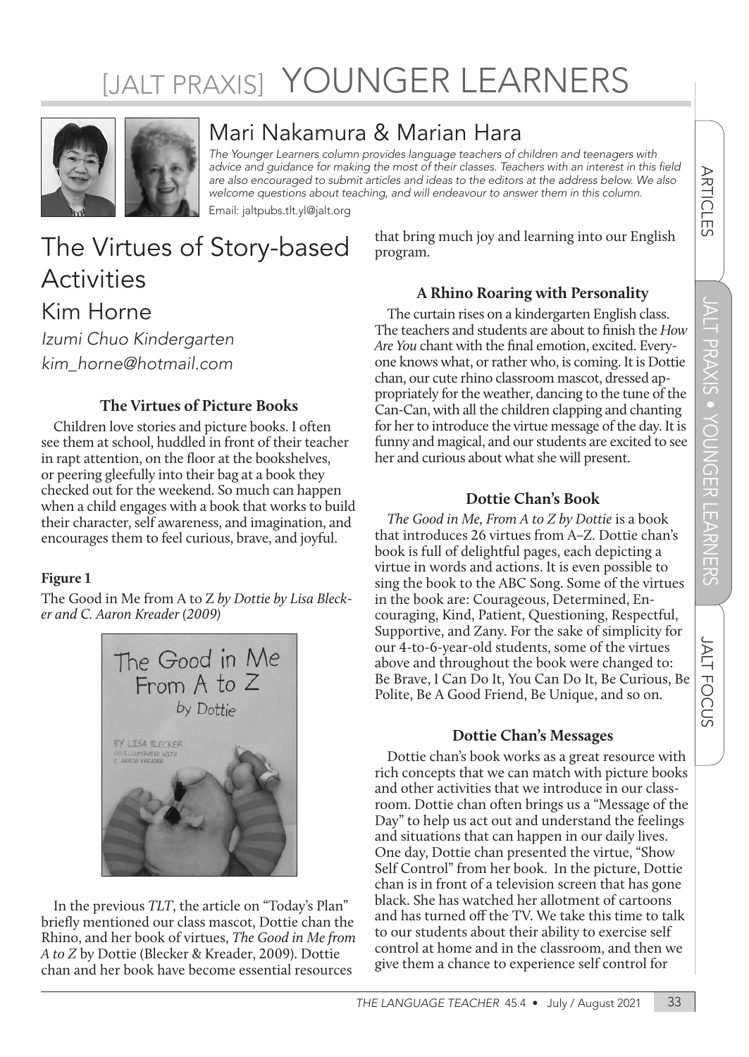# [JALT PRAXIS] YOUNGER LEARNERS

## Mari Nakamura & Marian Hara

*The Younger Learners column provides language teachers of children and teenagers with advice and guidance for making the most of their classes. Teachers with an interest in this field are also encouraged to submit articles and ideas to the editors at the address below. We also welcome questions about teaching, and will endeavour to answer them in this column.*

Email: jaltpubs.tlt.yl@jalt.org

# The Virtues of Story-based Activities

## Kim Horne

*Izumi Chuo Kindergarten*

*kim_horne@hotmail.com*

### The Virtues of Picture Books

Children love stories and picture books. I often see them at school, huddled in front of their teacher in rapt attention, on the floor at the bookshelves, or peering gleefully into their bag at a book they checked out for the weekend. So much can happen when a child engages with a book that works to build their character, self awareness, and imagination, and encourages them to feel curious, brave, and joyful.

**Figure 1**

The Good in Me from A to Z *by Dottie by Lisa Blecker and C. Aaron Kreader (2009)*

In the previous *TLT*, the article on "Today's Plan" briefly mentioned our class mascot, Dottie chan the Rhino, and her book of virtues, *The Good in Me from A to Z* by Dottie (Blecker & Kreader, 2009). Dottie chan and her book have become essential resources that bring much joy and learning into our English program.

### A Rhino Roaring with Personality

The curtain rises on a kindergarten English class. The teachers and students are about to finish the *How Are You* chant with the final emotion, excited. Everyone knows what, or rather who, is coming. It is Dottie chan, our cute rhino classroom mascot, dressed appropriately for the weather, dancing to the tune of the Can-Can, with all the children clapping and chanting for her to introduce the virtue message of the day. It is funny and magical, and our students are excited to see her and curious about what she will present.

### Dottie Chan's Book

*The Good in Me, From A to Z by Dottie* is a book that introduces 26 virtues from A–Z. Dottie chan's book is full of delightful pages, each depicting a virtue in words and actions. It is even possible to sing the book to the ABC Song. Some of the virtues in the book are: Courageous, Determined, Encouraging, Kind, Patient, Questioning, Respectful, Supportive, and Zany. For the sake of simplicity for our 4-to-6-year-old students, some of the virtues above and throughout the book were changed to: Be Brave, I Can Do It, You Can Do It, Be Curious, Be Polite, Be A Good Friend, Be Unique, and so on.

### Dottie Chan's Messages

Dottie chan's book works as a great resource with rich concepts that we can match with picture books and other activities that we introduce in our classroom. Dottie chan often brings us a "Message of the Day" to help us act out and understand the feelings and situations that can happen in our daily lives. One day, Dottie chan presented the virtue, "Show Self Control" from her book. In the picture, Dottie chan is in front of a television screen that has gone black. She has watched her allotment of cartoons and has turned off the TV. We take this time to talk to our students about their ability to exercise self control at home and in the classroom, and then we give them a chance to experience self control for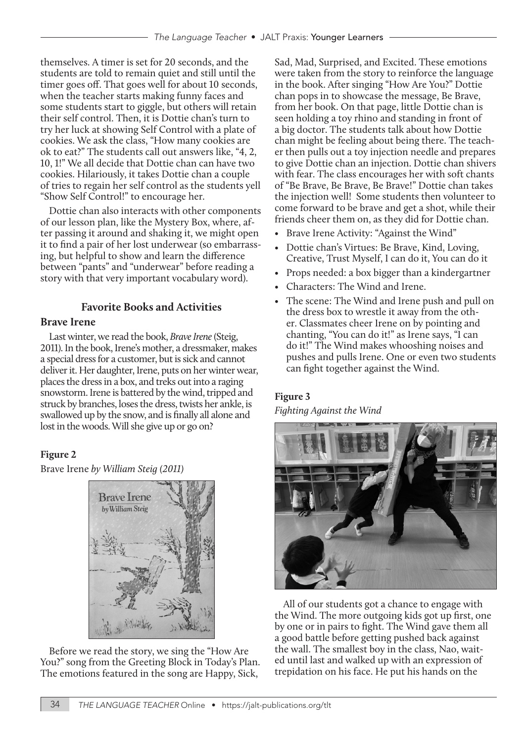themselves. A timer is set for 20 seconds, and the students are told to remain quiet and still until the timer goes off. That goes well for about 10 seconds, when the teacher starts making funny faces and some students start to giggle, but others will retain their self control. Then, it is Dottie chan's turn to try her luck at showing Self Control with a plate of cookies. We ask the class, "How many cookies are ok to eat?" The students call out answers like, "4, 2, 10, 1!" We all decide that Dottie chan can have two cookies. Hilariously, it takes Dottie chan a couple of tries to regain her self control as the students yell "Show Self Control!" to encourage her.

Dottie chan also interacts with other components of our lesson plan, like the Mystery Box, where, after passing it around and shaking it, we might open it to find a pair of her lost underwear (so embarrassing, but helpful to show and learn the difference between "pants" and "underwear" before reading a story with that very important vocabulary word).

## Favorite Books and Activities

### Brave Irene

Last winter, we read the book, *Brave Irene* (Steig, 2011). In the book, Irene's mother, a dressmaker, makes a special dress for a customer, but is sick and cannot deliver it. Her daughter, Irene, puts on her winter wear, places the dress in a box, and treks out into a raging snowstorm. Irene is battered by the wind, tripped and struck by branches, loses the dress, twists her ankle, is swallowed up by the snow, and is finally all alone and lost in the woods. Will she give up or go on?

**Figure 2**

Brave Irene *by William Steig (2011)*

Before we read the story, we sing the "How Are You?" song from the Greeting Block in Today's Plan. The emotions featured in the song are Happy, Sick, Sad, Mad, Surprised, and Excited. These emotions were taken from the story to reinforce the language in the book. After singing "How Are You?" Dottie chan pops in to showcase the message, Be Brave, from her book. On that page, little Dottie chan is seen holding a toy rhino and standing in front of a big doctor. The students talk about how Dottie chan might be feeling about being there. The teacher then pulls out a toy injection needle and prepares to give Dottie chan an injection. Dottie chan shivers with fear. The class encourages her with soft chants of "Be Brave, Be Brave, Be Brave!" Dottie chan takes the injection well! Some students then volunteer to come forward to be brave and get a shot, while their friends cheer them on, as they did for Dottie chan.

- Brave Irene Activity: "Against the Wind"
- Dottie chan's Virtues: Be Brave, Kind, Loving, Creative, Trust Myself, I can do it, You can do it
- Props needed: a box bigger than a kindergartner
- Characters: The Wind and Irene.
- The scene: The Wind and Irene push and pull on the dress box to wrestle it away from the other. Classmates cheer Irene on by pointing and chanting, "You can do it!" as Irene says, "I can do it!" The Wind makes whooshing noises and pushes and pulls Irene. One or even two students can fight together against the Wind.

**Figure 3**

*Fighting Against the Wind*

All of our students got a chance to engage with the Wind. The more outgoing kids got up first, one by one or in pairs to fight. The Wind gave them all a good battle before getting pushed back against the wall. The smallest boy in the class, Nao, waited until last and walked up with an expression of trepidation on his face. He put his hands on the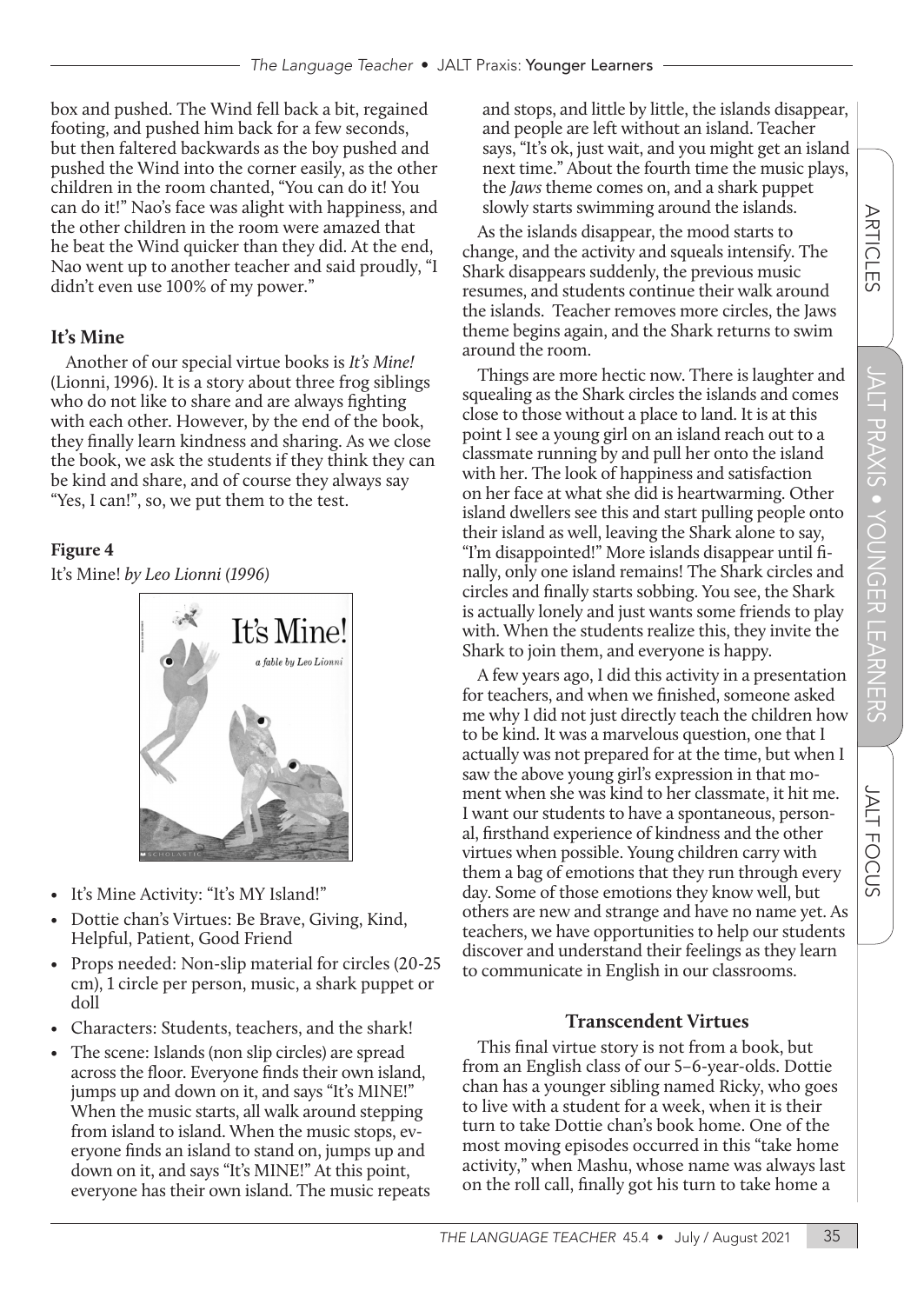box and pushed. The Wind fell back a bit, regained footing, and pushed him back for a few seconds, but then faltered backwards as the boy pushed and pushed the Wind into the corner easily, as the other children in the room chanted, "You can do it! You can do it!" Nao's face was alight with happiness, and the other children in the room were amazed that he beat the Wind quicker than they did. At the end, Nao went up to another teacher and said proudly, "I didn't even use 100% of my power."

### It's Mine

Another of our special virtue books is *It's Mine!* (Lionni, 1996). It is a story about three frog siblings who do not like to share and are always fighting with each other. However, by the end of the book, they finally learn kindness and sharing. As we close the book, we ask the students if they think they can be kind and share, and of course they always say "Yes, I can!", so, we put them to the test.

**Figure 4**

It's Mine! *by Leo Lionni (1996)*

- It's Mine Activity: "It's MY Island!"
- Dottie chan's Virtues: Be Brave, Giving, Kind, Helpful, Patient, Good Friend
- Props needed: Non-slip material for circles (20-25 cm), 1 circle per person, music, a shark puppet or doll
- Characters: Students, teachers, and the shark!
- The scene: Islands (non slip circles) are spread across the floor. Everyone finds their own island, jumps up and down on it, and says "It's MINE!" When the music starts, all walk around stepping from island to island. When the music stops, everyone finds an island to stand on, jumps up and down on it, and says "It's MINE!" At this point, everyone has their own island. The music repeats and stops, and little by little, the islands disappear, and people are left without an island. Teacher says, "It's ok, just wait, and you might get an island next time." About the fourth time the music plays, the *Jaws* theme comes on, and a shark puppet slowly starts swimming around the islands.

As the islands disappear, the mood starts to change, and the activity and squeals intensify. The Shark disappears suddenly, the previous music resumes, and students continue their walk around the islands. Teacher removes more circles, the Jaws theme begins again, and the Shark returns to swim around the room.

Things are more hectic now. There is laughter and squealing as the Shark circles the islands and comes close to those without a place to land. It is at this point I see a young girl on an island reach out to a classmate running by and pull her onto the island with her. The look of happiness and satisfaction on her face at what she did is heartwarming. Other island dwellers see this and start pulling people onto their island as well, leaving the Shark alone to say, "I'm disappointed!" More islands disappear until finally, only one island remains! The Shark circles and circles and finally starts sobbing. You see, the Shark is actually lonely and just wants some friends to play with. When the students realize this, they invite the Shark to join them, and everyone is happy.

A few years ago, I did this activity in a presentation for teachers, and when we finished, someone asked me why I did not just directly teach the children how to be kind. It was a marvelous question, one that I actually was not prepared for at the time, but when I saw the above young girl's expression in that moment when she was kind to her classmate, it hit me. I want our students to have a spontaneous, personal, firsthand experience of kindness and the other virtues when possible. Young children carry with them a bag of emotions that they run through every day. Some of those emotions they know well, but others are new and strange and have no name yet. As teachers, we have opportunities to help our students discover and understand their feelings as they learn to communicate in English in our classrooms.

### Transcendent Virtues

This final virtue story is not from a book, but from an English class of our 5–6-year-olds. Dottie chan has a younger sibling named Ricky, who goes to live with a student for a week, when it is their turn to take Dottie chan's book home. One of the most moving episodes occurred in this "take home activity," when Mashu, whose name was always last on the roll call, finally got his turn to take home a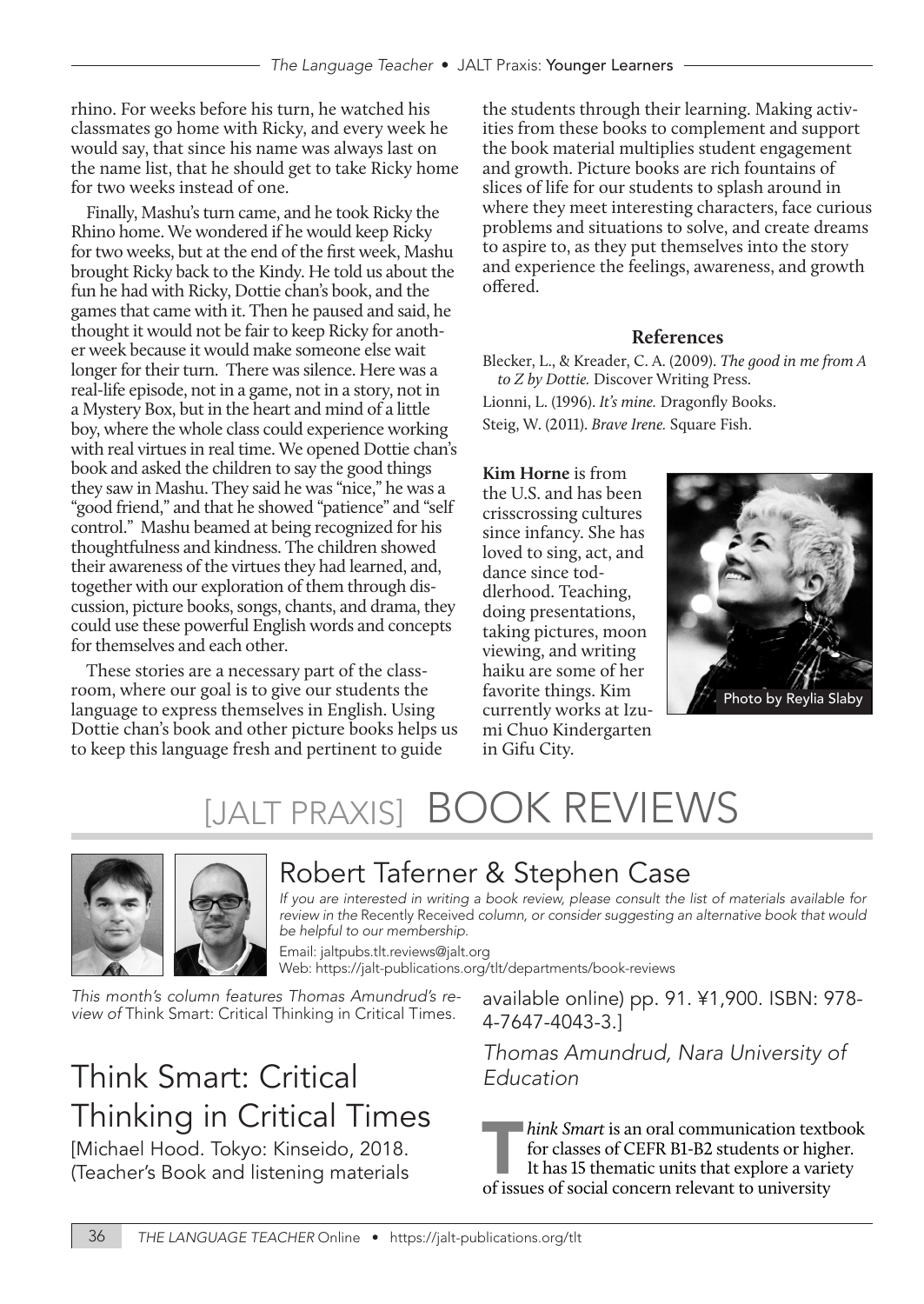rhino. For weeks before his turn, he watched his classmates go home with Ricky, and every week he would say, that since his name was always last on the name list, that he should get to take Ricky home for two weeks instead of one.

Finally, Mashu's turn came, and he took Ricky the Rhino home. We wondered if he would keep Ricky for two weeks, but at the end of the first week, Mashu brought Ricky back to the Kindy. He told us about the fun he had with Ricky, Dottie chan's book, and the games that came with it. Then he paused and said, he thought it would not be fair to keep Ricky for another week because it would make someone else wait longer for their turn. There was silence. Here was a real-life episode, not in a game, not in a story, not in a Mystery Box, but in the heart and mind of a little boy, where the whole class could experience working with real virtues in real time. We opened Dottie chan's book and asked the children to say the good things they saw in Mashu. They said he was "nice," he was a "good friend," and that he showed "patience" and "self control." Mashu beamed at being recognized for his thoughtfulness and kindness. The children showed their awareness of the virtues they had learned, and, together with our exploration of them through discussion, picture books, songs, chants, and drama, they could use these powerful English words and concepts for themselves and each other.

These stories are a necessary part of the classroom, where our goal is to give our students the language to express themselves in English. Using Dottie chan's book and other picture books helps us to keep this language fresh and pertinent to guide the students through their learning. Making activities from these books to complement and support the book material multiplies student engagement and growth. Picture books are rich fountains of slices of life for our students to splash around in where they meet interesting characters, face curious problems and situations to solve, and create dreams to aspire to, as they put themselves into the story and experience the feelings, awareness, and growth offered.

### References

Blecker, L., & Kreader, C. A. (2009). *The good in me from A to Z by Dottie.* Discover Writing Press.

Lionni, L. (1996). *It's mine.* Dragonfly Books.

Steig, W. (2011). *Brave Irene.* Square Fish.

**Kim Horne** is from the U.S. and has been crisscrossing cultures since infancy. She has loved to sing, act, and dance since toddlerhood. Teaching, doing presentations, taking pictures, moon viewing, and writing haiku are some of her favorite things. Kim currently works at Izumi Chuo Kindergarten in Gifu City.

Photo by Reylia Slaby

# [JALT PRAXIS] BOOK REVIEWS

## Robert Taferner & Stephen Case

*If you are interested in writing a book review, please consult the list of materials available for review in the* Recently Received *column, or consider suggesting an alternative book that would be helpful to our membership.*

Email: jaltpubs.tlt.reviews@jalt.org
Web: https://jalt-publications.org/tlt/departments/book-reviews

*This month's column features Thomas Amundrud's review of* Think Smart: Critical Thinking in Critical Times.

## Think Smart: Critical Thinking in Critical Times

[Michael Hood. Tokyo: Kinseido, 2018. (Teacher's Book and listening materials available online) pp. 91. ¥1,900. ISBN: 978-4-7647-4043-3.]

*Thomas Amundrud, Nara University of Education*

*Think Smart* is an oral communication textbook for classes of CEFR B1-B2 students or higher. It has 15 thematic units that explore a variety of issues of social concern relevant to university